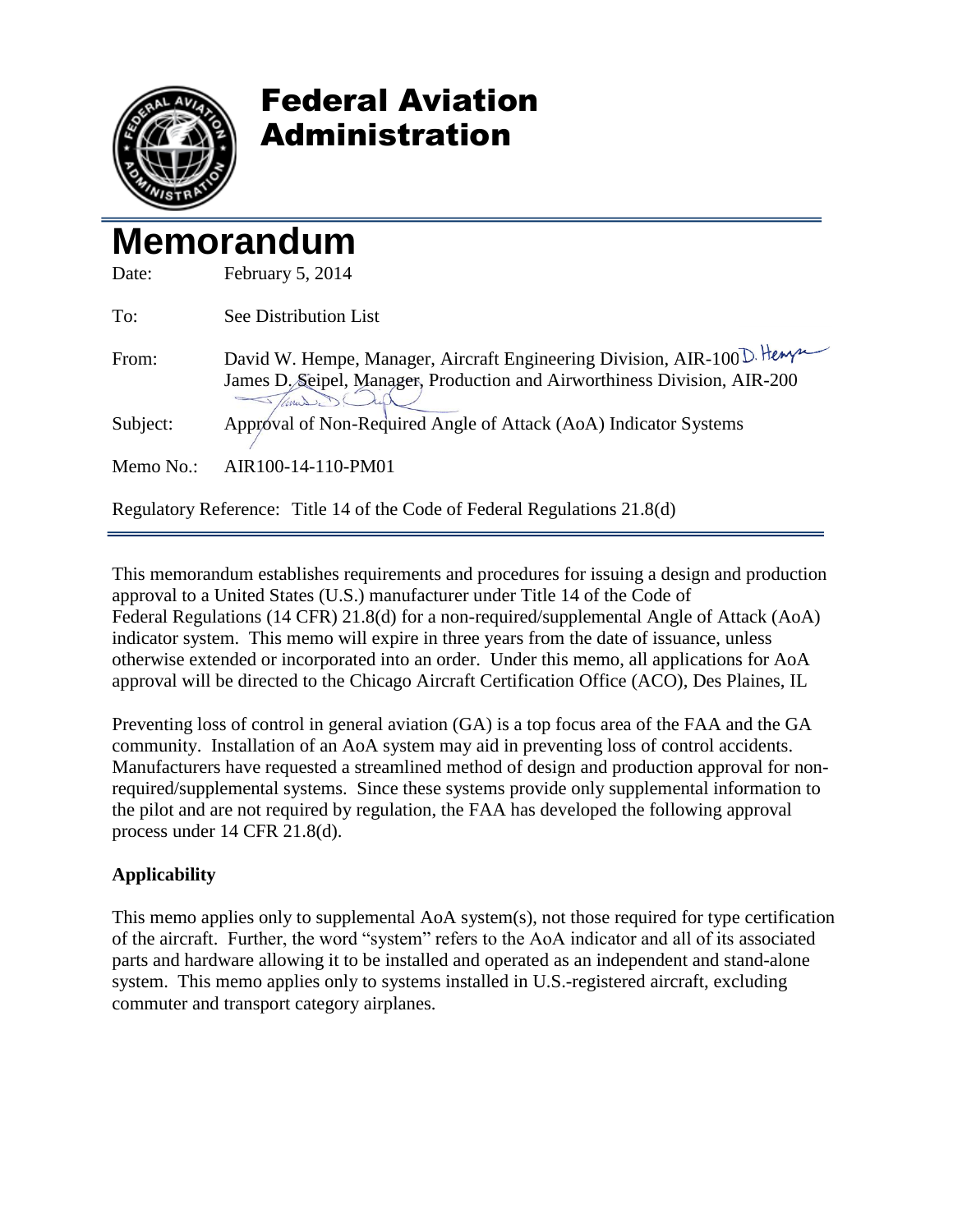# Federal Aviation Administration

# Memorandum

Date: February 5, 2014

To: See Distribution List

From: David W. Hempe, Manager, Aircraft Engineering Division, AIR-100
James D. Seipel, Manager, Production and Airworthiness Division, AIR-200

Subject: Approval of Non-Required Angle of Attack (AoA) Indicator Systems

Memo No.: AIR100-14-110-PM01

Regulatory Reference: Title 14 of the Code of Federal Regulations 21.8(d)

---

This memorandum establishes requirements and procedures for issuing a design and production approval to a United States (U.S.) manufacturer under Title 14 of the Code of Federal Regulations (14 CFR) 21.8(d) for a non-required/supplemental Angle of Attack (AoA) indicator system. This memo will expire in three years from the date of issuance, unless otherwise extended or incorporated into an order. Under this memo, all applications for AoA approval will be directed to the Chicago Aircraft Certification Office (ACO), Des Plaines, IL

Preventing loss of control in general aviation (GA) is a top focus area of the FAA and the GA community. Installation of an AoA system may aid in preventing loss of control accidents. Manufacturers have requested a streamlined method of design and production approval for non-required/supplemental systems. Since these systems provide only supplemental information to the pilot and are not required by regulation, the FAA has developed the following approval process under 14 CFR 21.8(d).

**Applicability**

This memo applies only to supplemental AoA system(s), not those required for type certification of the aircraft. Further, the word "system" refers to the AoA indicator and all of its associated parts and hardware allowing it to be installed and operated as an independent and stand-alone system. This memo applies only to systems installed in U.S.-registered aircraft, excluding commuter and transport category airplanes.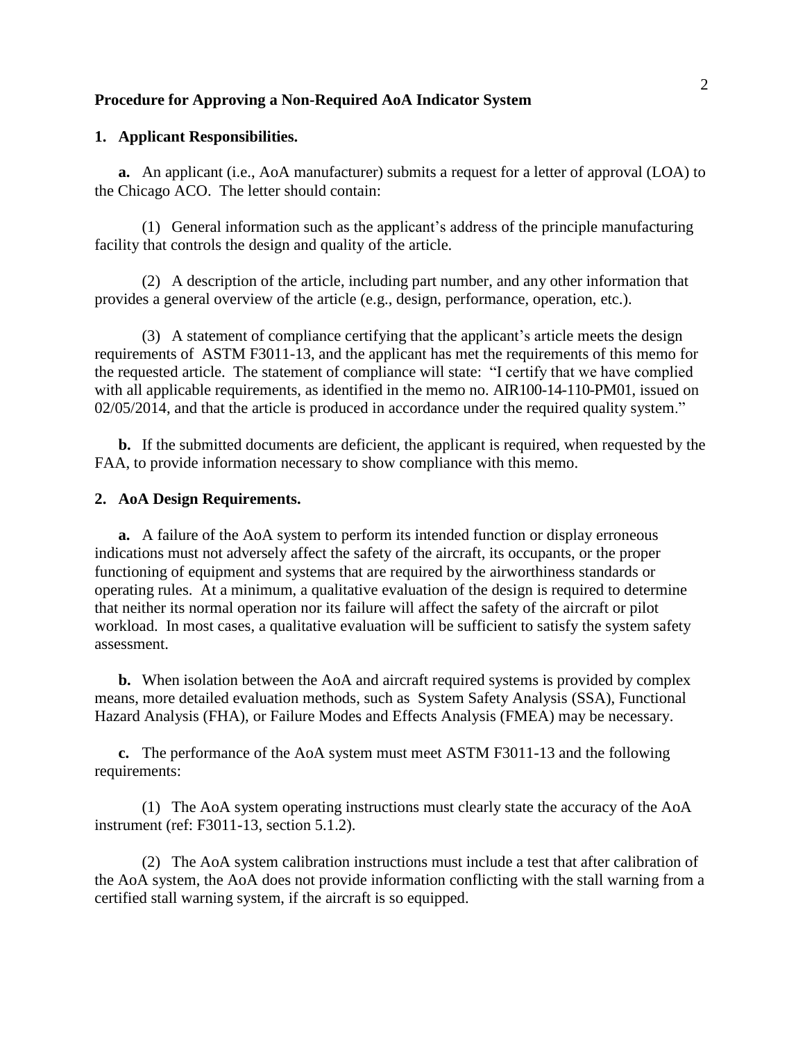**Procedure for Approving a Non-Required AoA Indicator System**

**1. Applicant Responsibilities.**

**a.** An applicant (i.e., AoA manufacturer) submits a request for a letter of approval (LOA) to the Chicago ACO. The letter should contain:

(1) General information such as the applicant's address of the principle manufacturing facility that controls the design and quality of the article.

(2) A description of the article, including part number, and any other information that provides a general overview of the article (e.g., design, performance, operation, etc.).

(3) A statement of compliance certifying that the applicant's article meets the design requirements of ASTM F3011-13, and the applicant has met the requirements of this memo for the requested article. The statement of compliance will state: "I certify that we have complied with all applicable requirements, as identified in the memo no. AIR100-14-110-PM01, issued on 02/05/2014, and that the article is produced in accordance under the required quality system."

**b.** If the submitted documents are deficient, the applicant is required, when requested by the FAA, to provide information necessary to show compliance with this memo.

**2. AoA Design Requirements.**

**a.** A failure of the AoA system to perform its intended function or display erroneous indications must not adversely affect the safety of the aircraft, its occupants, or the proper functioning of equipment and systems that are required by the airworthiness standards or operating rules. At a minimum, a qualitative evaluation of the design is required to determine that neither its normal operation nor its failure will affect the safety of the aircraft or pilot workload. In most cases, a qualitative evaluation will be sufficient to satisfy the system safety assessment.

**b.** When isolation between the AoA and aircraft required systems is provided by complex means, more detailed evaluation methods, such as System Safety Analysis (SSA), Functional Hazard Analysis (FHA), or Failure Modes and Effects Analysis (FMEA) may be necessary.

**c.** The performance of the AoA system must meet ASTM F3011-13 and the following requirements:

(1) The AoA system operating instructions must clearly state the accuracy of the AoA instrument (ref: F3011-13, section 5.1.2).

(2) The AoA system calibration instructions must include a test that after calibration of the AoA system, the AoA does not provide information conflicting with the stall warning from a certified stall warning system, if the aircraft is so equipped.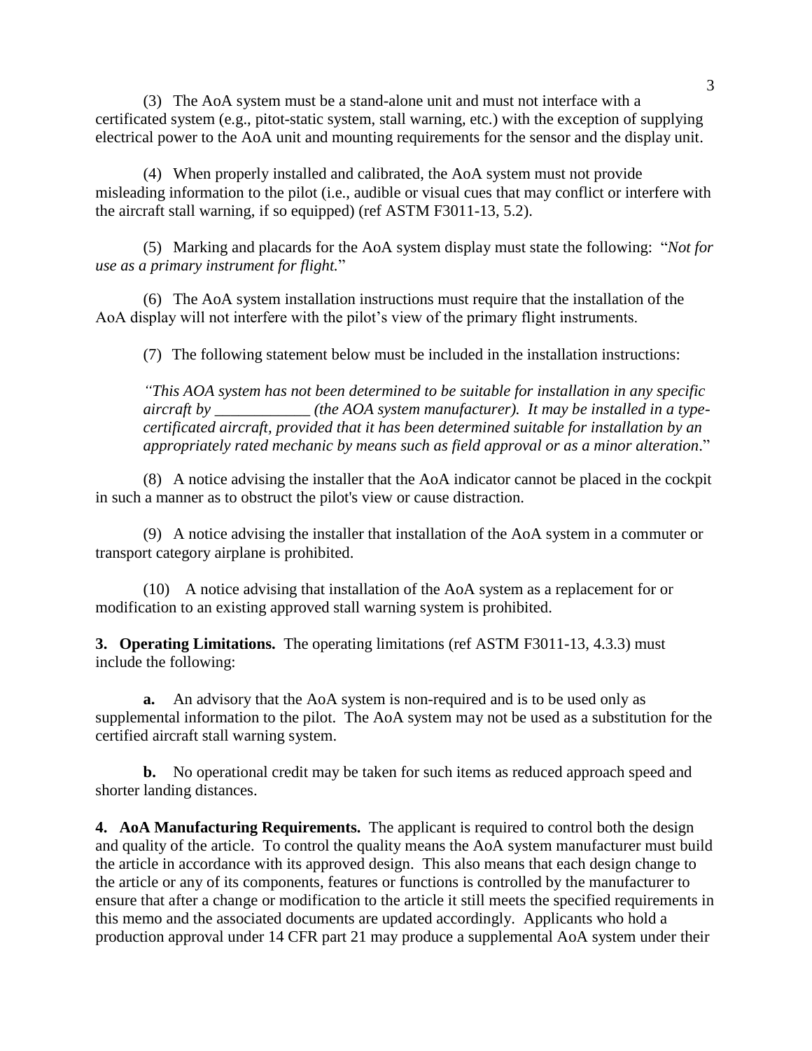(3) The AoA system must be a stand-alone unit and must not interface with a certificated system (e.g., pitot-static system, stall warning, etc.) with the exception of supplying electrical power to the AoA unit and mounting requirements for the sensor and the display unit.

(4) When properly installed and calibrated, the AoA system must not provide misleading information to the pilot (i.e., audible or visual cues that may conflict or interfere with the aircraft stall warning, if so equipped) (ref ASTM F3011-13, 5.2).

(5) Marking and placards for the AoA system display must state the following: "*Not for use as a primary instrument for flight.*"

(6) The AoA system installation instructions must require that the installation of the AoA display will not interfere with the pilot's view of the primary flight instruments.

(7) The following statement below must be included in the installation instructions:

> *"This AOA system has not been determined to be suitable for installation in any specific aircraft by ____________ (the AOA system manufacturer). It may be installed in a type-certificated aircraft, provided that it has been determined suitable for installation by an appropriately rated mechanic by means such as field approval or as a minor alteration.*"

(8) A notice advising the installer that the AoA indicator cannot be placed in the cockpit in such a manner as to obstruct the pilot's view or cause distraction.

(9) A notice advising the installer that installation of the AoA system in a commuter or transport category airplane is prohibited.

(10) A notice advising that installation of the AoA system as a replacement for or modification to an existing approved stall warning system is prohibited.

**3. Operating Limitations.** The operating limitations (ref ASTM F3011-13, 4.3.3) must include the following:

**a.** An advisory that the AoA system is non-required and is to be used only as supplemental information to the pilot. The AoA system may not be used as a substitution for the certified aircraft stall warning system.

**b.** No operational credit may be taken for such items as reduced approach speed and shorter landing distances.

**4. AoA Manufacturing Requirements.** The applicant is required to control both the design and quality of the article. To control the quality means the AoA system manufacturer must build the article in accordance with its approved design. This also means that each design change to the article or any of its components, features or functions is controlled by the manufacturer to ensure that after a change or modification to the article it still meets the specified requirements in this memo and the associated documents are updated accordingly. Applicants who hold a production approval under 14 CFR part 21 may produce a supplemental AoA system under their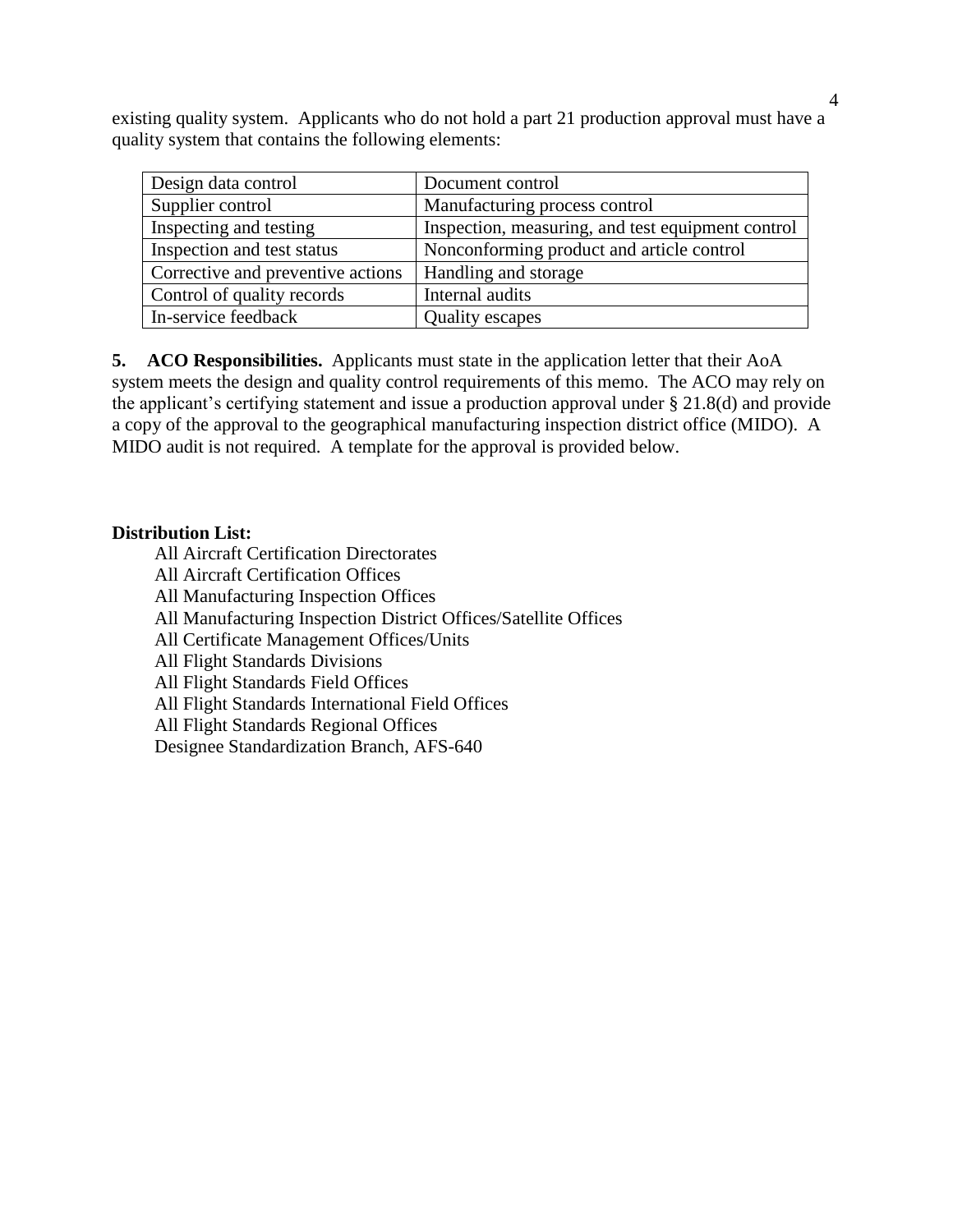existing quality system. Applicants who do not hold a part 21 production approval must have a quality system that contains the following elements:

| Design data control | Document control |
|---|---|
| Supplier control | Manufacturing process control |
| Inspecting and testing | Inspection, measuring, and test equipment control |
| Inspection and test status | Nonconforming product and article control |
| Corrective and preventive actions | Handling and storage |
| Control of quality records | Internal audits |
| In-service feedback | Quality escapes |

**5. ACO Responsibilities.** Applicants must state in the application letter that their AoA system meets the design and quality control requirements of this memo. The ACO may rely on the applicant's certifying statement and issue a production approval under § 21.8(d) and provide a copy of the approval to the geographical manufacturing inspection district office (MIDO). A MIDO audit is not required. A template for the approval is provided below.

**Distribution List:**

All Aircraft Certification Directorates
All Aircraft Certification Offices
All Manufacturing Inspection Offices
All Manufacturing Inspection District Offices/Satellite Offices
All Certificate Management Offices/Units
All Flight Standards Divisions
All Flight Standards Field Offices
All Flight Standards International Field Offices
All Flight Standards Regional Offices
Designee Standardization Branch, AFS-640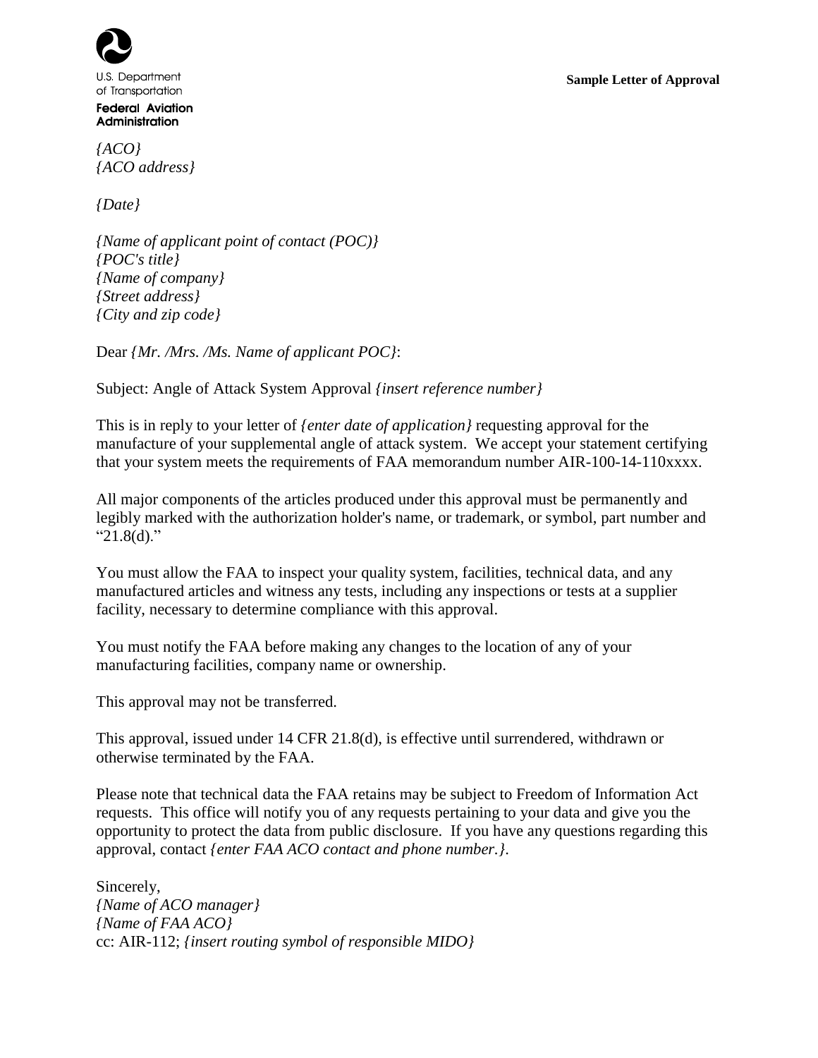U.S. Department of Transportation

**Federal Aviation Administration**

**Sample Letter of Approval**

*{ACO}*
*{ACO address}*

*{Date}*

*{Name of applicant point of contact (POC)}*
*{POC's title}*
*{Name of company}*
*{Street address}*
*{City and zip code}*

Dear *{Mr. /Mrs. /Ms. Name of applicant POC}*:

Subject: Angle of Attack System Approval *{insert reference number}*

This is in reply to your letter of *{enter date of application}* requesting approval for the manufacture of your supplemental angle of attack system. We accept your statement certifying that your system meets the requirements of FAA memorandum number AIR-100-14-110xxxx.

All major components of the articles produced under this approval must be permanently and legibly marked with the authorization holder's name, or trademark, or symbol, part number and "21.8(d)."

You must allow the FAA to inspect your quality system, facilities, technical data, and any manufactured articles and witness any tests, including any inspections or tests at a supplier facility, necessary to determine compliance with this approval.

You must notify the FAA before making any changes to the location of any of your manufacturing facilities, company name or ownership.

This approval may not be transferred.

This approval, issued under 14 CFR 21.8(d), is effective until surrendered, withdrawn or otherwise terminated by the FAA.

Please note that technical data the FAA retains may be subject to Freedom of Information Act requests. This office will notify you of any requests pertaining to your data and give you the opportunity to protect the data from public disclosure. If you have any questions regarding this approval, contact *{enter FAA ACO contact and phone number.}*.

Sincerely,
*{Name of ACO manager}*
*{Name of FAA ACO}*
cc: AIR-112; *{insert routing symbol of responsible MIDO}*